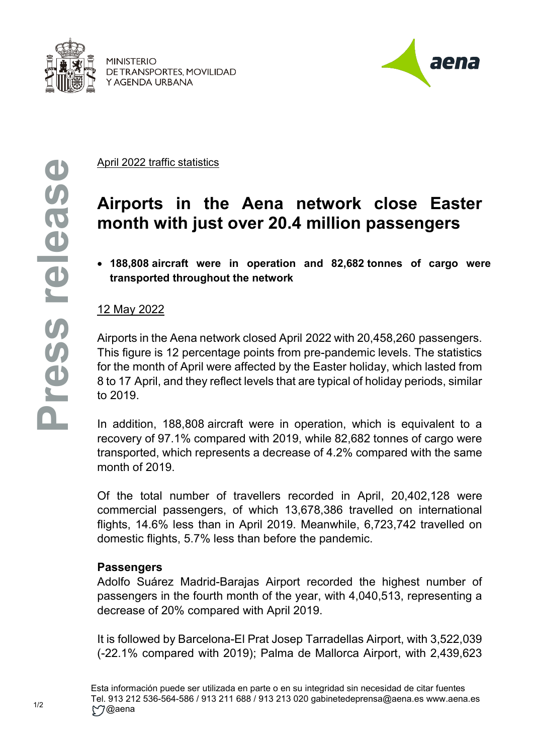April 2022 traffic statistics

# Airports in the Aena network close Easter month with just over 20.4 million passengers

- **188,808 aircraft were in operation and 82,682 tonnes of cargo were transported throughout the network**

12 May 2022

Airports in the Aena network closed April 2022 with 20,458,260 passengers. This figure is 12 percentage points from pre-pandemic levels. The statistics for the month of April were affected by the Easter holiday, which lasted from 8 to 17 April, and they reflect levels that are typical of holiday periods, similar to 2019.

In addition, 188,808 aircraft were in operation, which is equivalent to a recovery of 97.1% compared with 2019, while 82,682 tonnes of cargo were transported, which represents a decrease of 4.2% compared with the same month of 2019.

Of the total number of travellers recorded in April, 20,402,128 were commercial passengers, of which 13,678,386 travelled on international flights, 14.6% less than in April 2019. Meanwhile, 6,723,742 travelled on domestic flights, 5.7% less than before the pandemic.

## Passengers

Adolfo Suárez Madrid-Barajas Airport recorded the highest number of passengers in the fourth month of the year, with 4,040,513, representing a decrease of 20% compared with April 2019.

It is followed by Barcelona-El Prat Josep Tarradellas Airport, with 3,522,039 (-22.1% compared with 2019); Palma de Mallorca Airport, with 2,439,623

Esta información puede ser utilizada en parte o en su integridad sin necesidad de citar fuentes
Tel. 913 212 536-564-586 / 913 211 688 / 913 213 020 gabinetedeprensa@aena.es www.aena.es
@aena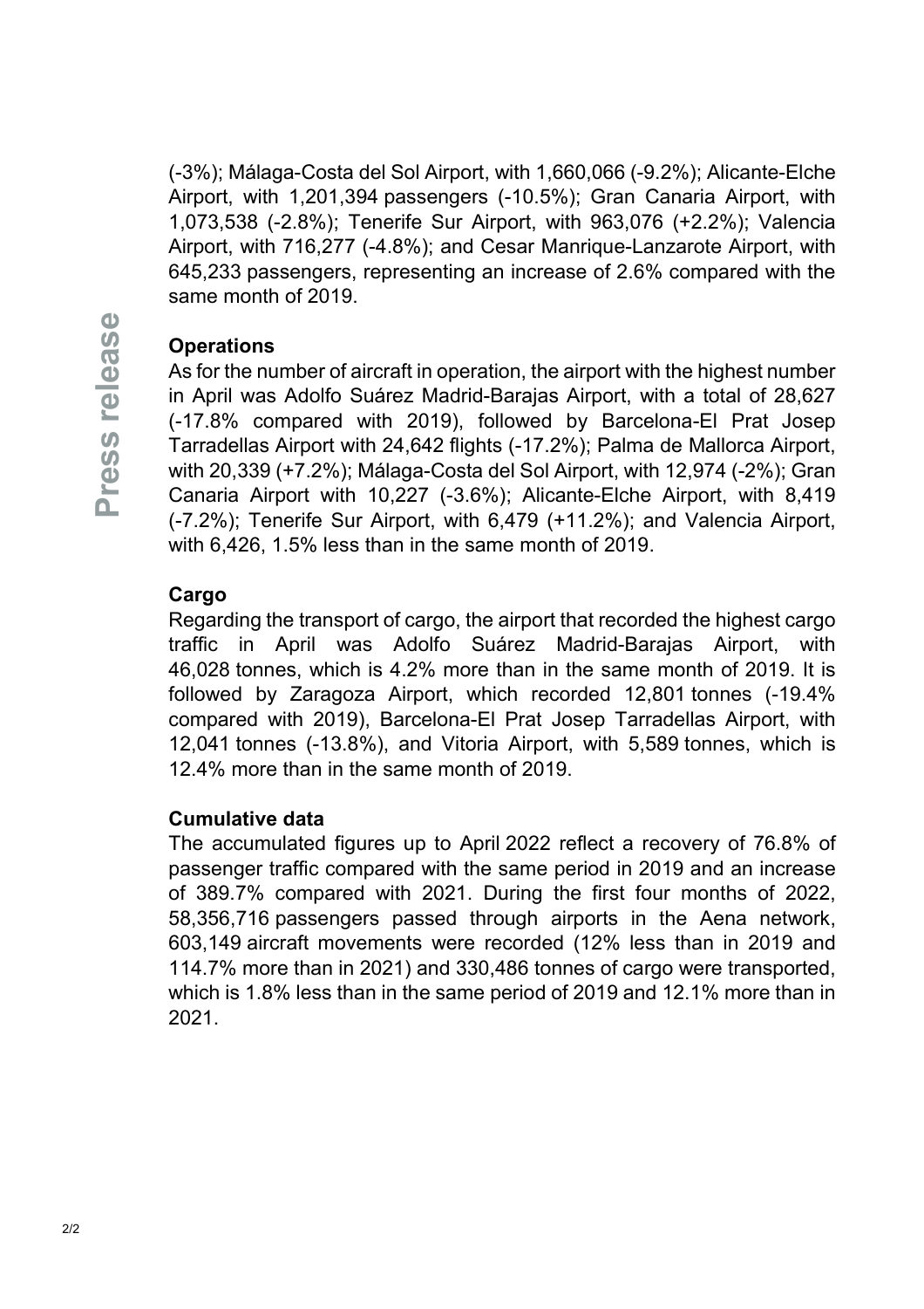(-3%); Málaga-Costa del Sol Airport, with 1,660,066 (-9.2%); Alicante-Elche Airport, with 1,201,394 passengers (-10.5%); Gran Canaria Airport, with 1,073,538 (-2.8%); Tenerife Sur Airport, with 963,076 (+2.2%); Valencia Airport, with 716,277 (-4.8%); and Cesar Manrique-Lanzarote Airport, with 645,233 passengers, representing an increase of 2.6% compared with the same month of 2019.

**Operations**

As for the number of aircraft in operation, the airport with the highest number in April was Adolfo Suárez Madrid-Barajas Airport, with a total of 28,627 (-17.8% compared with 2019), followed by Barcelona-El Prat Josep Tarradellas Airport with 24,642 flights (-17.2%); Palma de Mallorca Airport, with 20,339 (+7.2%); Málaga-Costa del Sol Airport, with 12,974 (-2%); Gran Canaria Airport with 10,227 (-3.6%); Alicante-Elche Airport, with 8,419 (-7.2%); Tenerife Sur Airport, with 6,479 (+11.2%); and Valencia Airport, with 6,426, 1.5% less than in the same month of 2019.

**Cargo**

Regarding the transport of cargo, the airport that recorded the highest cargo traffic in April was Adolfo Suárez Madrid-Barajas Airport, with 46,028 tonnes, which is 4.2% more than in the same month of 2019. It is followed by Zaragoza Airport, which recorded 12,801 tonnes (-19.4% compared with 2019), Barcelona-El Prat Josep Tarradellas Airport, with 12,041 tonnes (-13.8%), and Vitoria Airport, with 5,589 tonnes, which is 12.4% more than in the same month of 2019.

**Cumulative data**

The accumulated figures up to April 2022 reflect a recovery of 76.8% of passenger traffic compared with the same period in 2019 and an increase of 389.7% compared with 2021. During the first four months of 2022, 58,356,716 passengers passed through airports in the Aena network, 603,149 aircraft movements were recorded (12% less than in 2019 and 114.7% more than in 2021) and 330,486 tonnes of cargo were transported, which is 1.8% less than in the same period of 2019 and 12.1% more than in 2021.